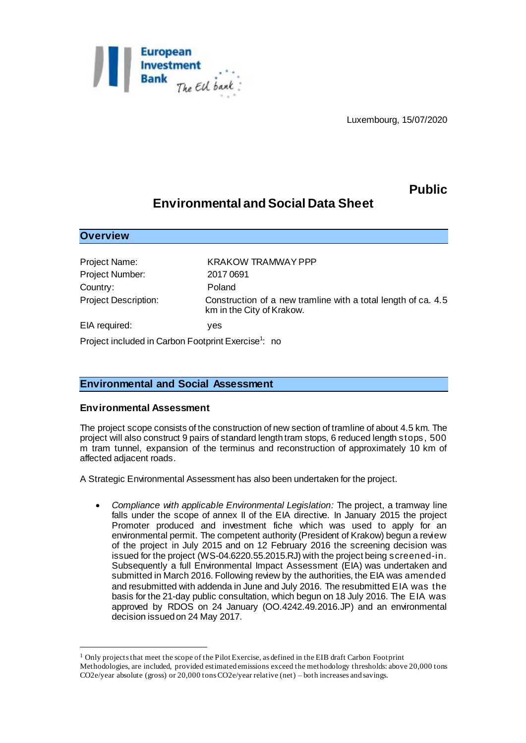Luxembourg, 15/07/2020

**Public**

# Environmental and Social Data Sheet

## Overview

Project Name: KRAKOW TRAMWAY PPP

Project Number: 2017 0691

Country: Poland

Project Description: Construction of a new tramline with a total length of ca. 4.5 km in the City of Krakow.

EIA required: yes

Project included in Carbon Footprint Exercise[1]: no

## Environmental and Social Assessment

### Environmental Assessment

The project scope consists of the construction of new section of tramline of about 4.5 km. The project will also construct 9 pairs of standard length tram stops, 6 reduced length stops, 500 m tram tunnel, expansion of the terminus and reconstruction of approximately 10 km of affected adjacent roads.

A Strategic Environmental Assessment has also been undertaken for the project.

- *Compliance with applicable Environmental Legislation:* The project, a tramway line falls under the scope of annex II of the EIA directive. In January 2015 the project Promoter produced and investment fiche which was used to apply for an environmental permit. The competent authority (President of Krakow) begun a review of the project in July 2015 and on 12 February 2016 the screening decision was issued for the project (WS-04.6220.55.2015.RJ) with the project being screened-in. Subsequently a full Environmental Impact Assessment (EIA) was undertaken and submitted in March 2016. Following review by the authorities, the EIA was amended and resubmitted with addenda in June and July 2016. The resubmitted EIA was the basis for the 21-day public consultation, which begun on 18 July 2016. The EIA was approved by RDOS on 24 January (OO.4242.49.2016.JP) and an environmental decision issued on 24 May 2017.

---

[1] Only projects that meet the scope of the Pilot Exercise, as defined in the EIB draft Carbon Footprint Methodologies, are included, provided estimated emissions exceed the methodology thresholds: above 20,000 tons CO2e/year absolute (gross) or 20,000 tons CO2e/year relative (net) – both increases and savings.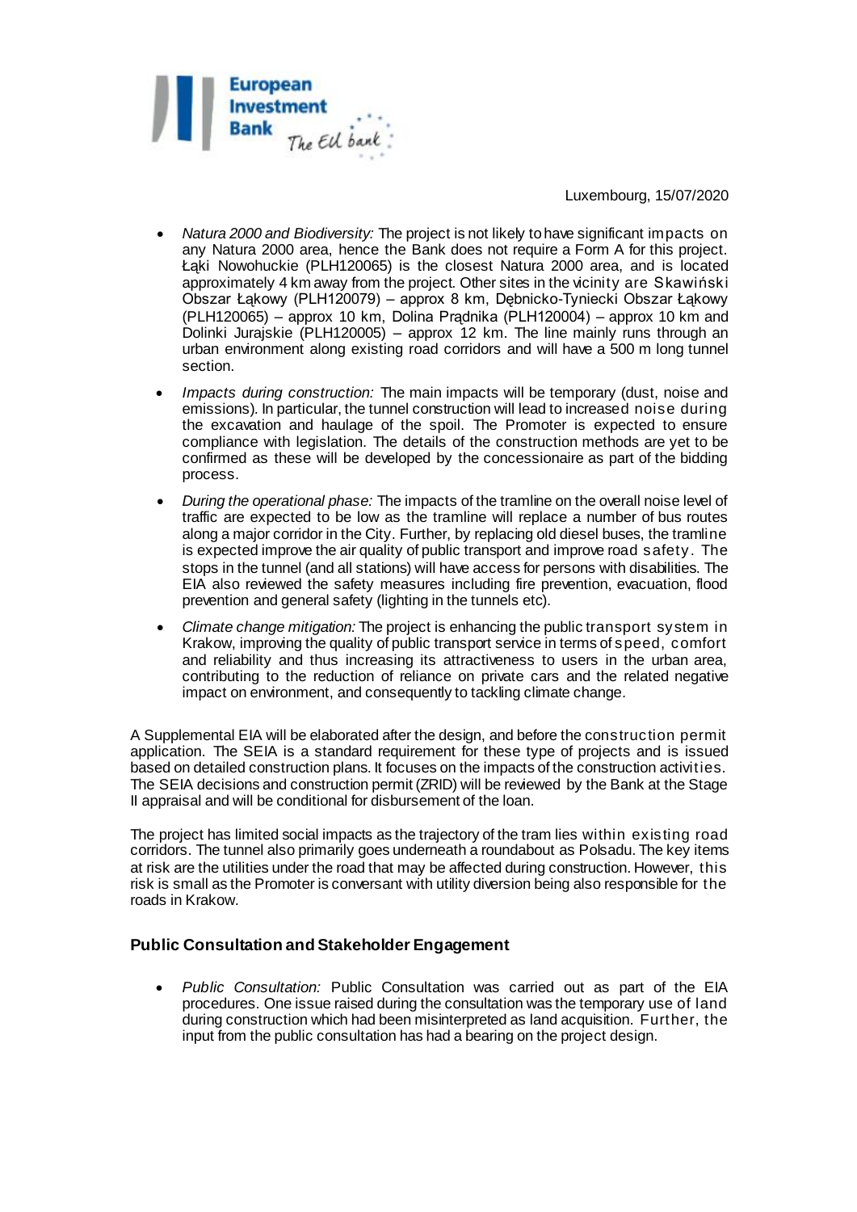- *Natura 2000 and Biodiversity:* The project is not likely to have significant impacts on any Natura 2000 area, hence the Bank does not require a Form A for this project. Łąki Nowohuckie (PLH120065) is the closest Natura 2000 area, and is located approximately 4 km away from the project. Other sites in the vicinity are Skawiński Obszar Łąkowy (PLH120079) – approx 8 km, Dębnicko-Tyniecki Obszar Łąkowy (PLH120065) – approx 10 km, Dolina Prądnika (PLH120004) – approx 10 km and Dolinki Jurajskie (PLH120005) – approx 12 km. The line mainly runs through an urban environment along existing road corridors and will have a 500 m long tunnel section.
- *Impacts during construction:* The main impacts will be temporary (dust, noise and emissions). In particular, the tunnel construction will lead to increased noise during the excavation and haulage of the spoil. The Promoter is expected to ensure compliance with legislation. The details of the construction methods are yet to be confirmed as these will be developed by the concessionaire as part of the bidding process.
- *During the operational phase:* The impacts of the tramline on the overall noise level of traffic are expected to be low as the tramline will replace a number of bus routes along a major corridor in the City. Further, by replacing old diesel buses, the tramline is expected improve the air quality of public transport and improve road safety. The stops in the tunnel (and all stations) will have access for persons with disabilities. The EIA also reviewed the safety measures including fire prevention, evacuation, flood prevention and general safety (lighting in the tunnels etc).
- *Climate change mitigation:* The project is enhancing the public transport system in Krakow, improving the quality of public transport service in terms of speed, comfort and reliability and thus increasing its attractiveness to users in the urban area, contributing to the reduction of reliance on private cars and the related negative impact on environment, and consequently to tackling climate change.

A Supplemental EIA will be elaborated after the design, and before the construction permit application. The SEIA is a standard requirement for these type of projects and is issued based on detailed construction plans. It focuses on the impacts of the construction activities. The SEIA decisions and construction permit (ZRID) will be reviewed by the Bank at the Stage II appraisal and will be conditional for disbursement of the loan.

The project has limited social impacts as the trajectory of the tram lies within existing road corridors. The tunnel also primarily goes underneath a roundabout as Polsadu. The key items at risk are the utilities under the road that may be affected during construction. However, this risk is small as the Promoter is conversant with utility diversion being also responsible for the roads in Krakow.

## Public Consultation and Stakeholder Engagement

- *Public Consultation:* Public Consultation was carried out as part of the EIA procedures. One issue raised during the consultation was the temporary use of land during construction which had been misinterpreted as land acquisition. Further, the input from the public consultation has had a bearing on the project design.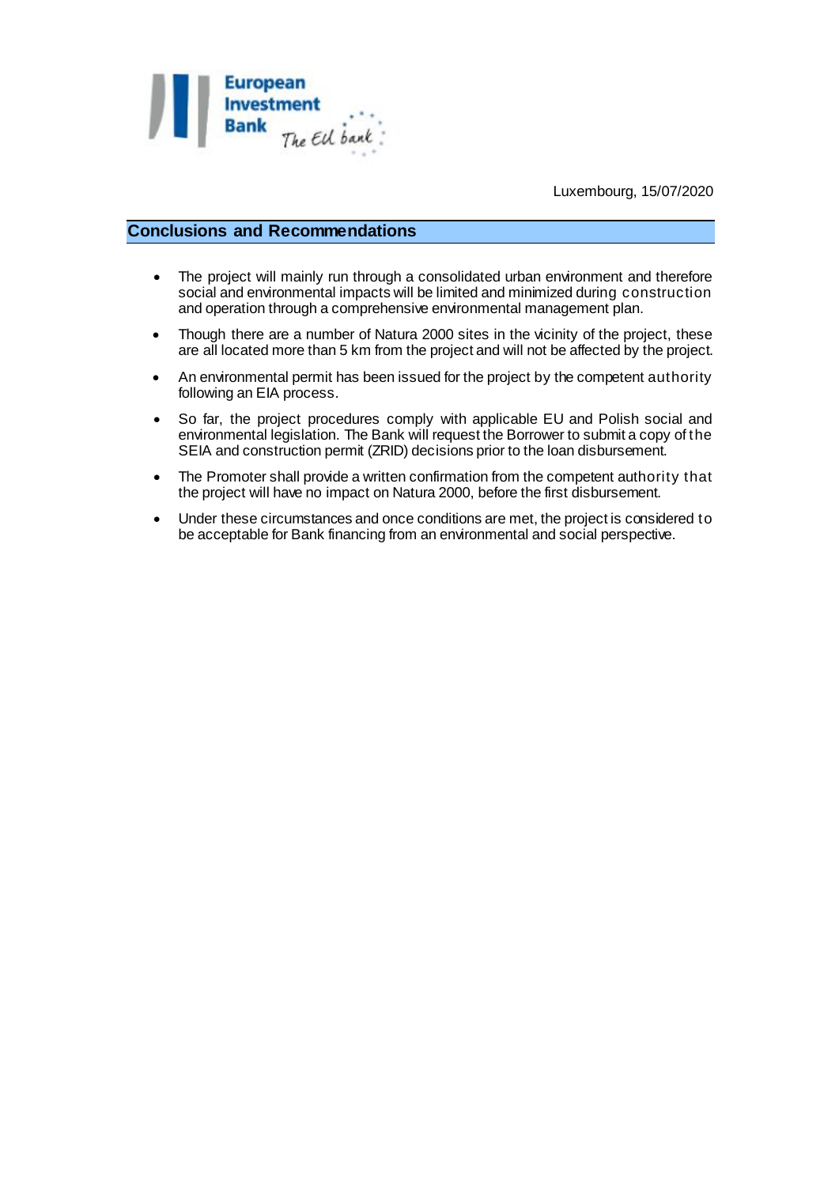Luxembourg, 15/07/2020

## Conclusions and Recommendations

- The project will mainly run through a consolidated urban environment and therefore social and environmental impacts will be limited and minimized during construction and operation through a comprehensive environmental management plan.
- Though there are a number of Natura 2000 sites in the vicinity of the project, these are all located more than 5 km from the project and will not be affected by the project.
- An environmental permit has been issued for the project by the competent authority following an EIA process.
- So far, the project procedures comply with applicable EU and Polish social and environmental legislation. The Bank will request the Borrower to submit a copy of the SEIA and construction permit (ZRID) decisions prior to the loan disbursement.
- The Promoter shall provide a written confirmation from the competent authority that the project will have no impact on Natura 2000, before the first disbursement.
- Under these circumstances and once conditions are met, the project is considered to be acceptable for Bank financing from an environmental and social perspective.